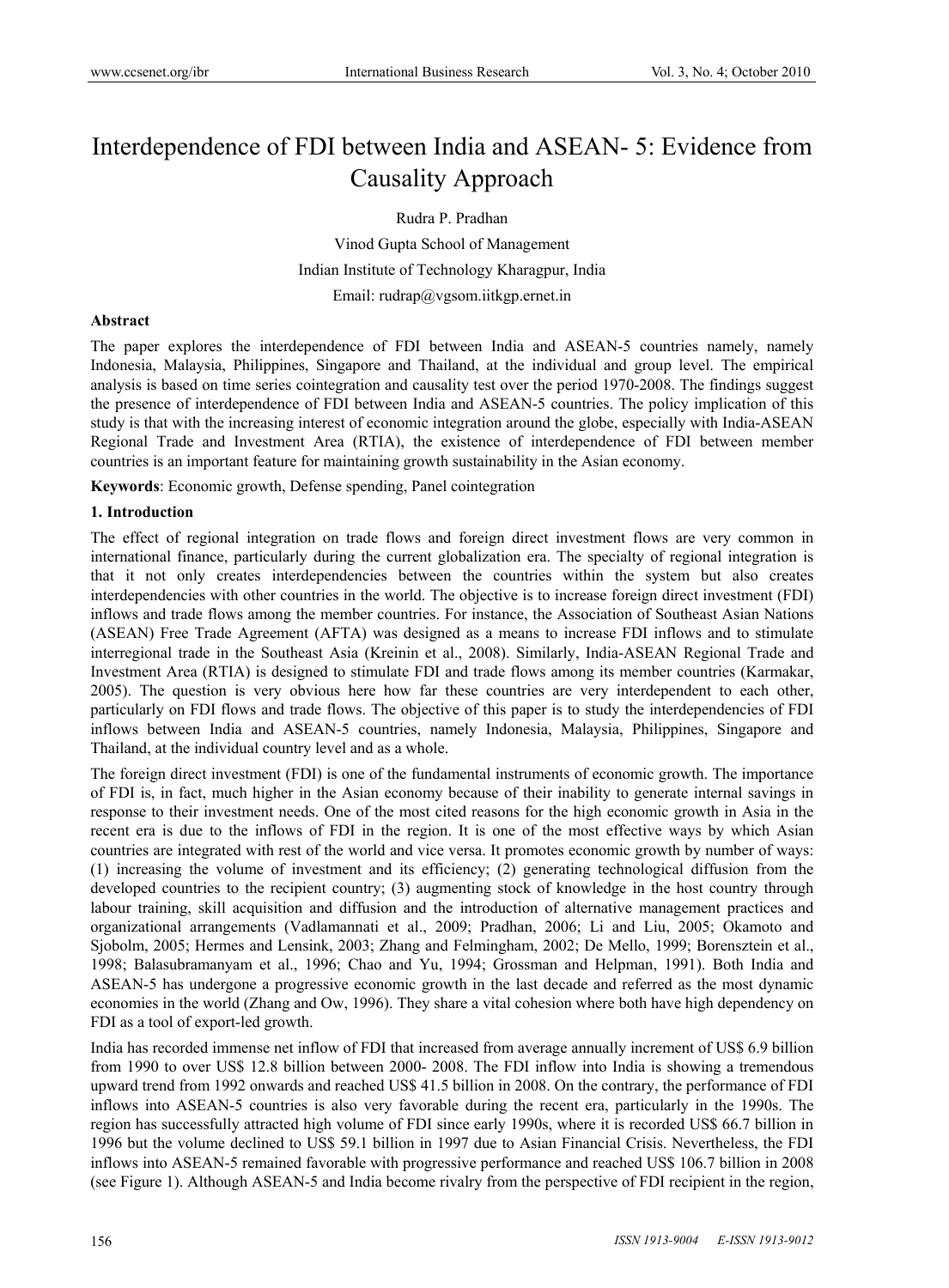# Interdependence of FDI between India and ASEAN- 5: Evidence from Causality Approach

Rudra P. Pradhan

Vinod Gupta School of Management

Indian Institute of Technology Kharagpur, India

Email: rudrap@vgsom.iitkgp.ernet.in

## Abstract

The paper explores the interdependence of FDI between India and ASEAN-5 countries namely, namely Indonesia, Malaysia, Philippines, Singapore and Thailand, at the individual and group level. The empirical analysis is based on time series cointegration and causality test over the period 1970-2008. The findings suggest the presence of interdependence of FDI between India and ASEAN-5 countries. The policy implication of this study is that with the increasing interest of economic integration around the globe, especially with India-ASEAN Regional Trade and Investment Area (RTIA), the existence of interdependence of FDI between member countries is an important feature for maintaining growth sustainability in the Asian economy.

**Keywords**: Economic growth, Defense spending, Panel cointegration

## 1. Introduction

The effect of regional integration on trade flows and foreign direct investment flows are very common in international finance, particularly during the current globalization era. The specialty of regional integration is that it not only creates interdependencies between the countries within the system but also creates interdependencies with other countries in the world. The objective is to increase foreign direct investment (FDI) inflows and trade flows among the member countries. For instance, the Association of Southeast Asian Nations (ASEAN) Free Trade Agreement (AFTA) was designed as a means to increase FDI inflows and to stimulate interregional trade in the Southeast Asia (Kreinin et al., 2008). Similarly, India-ASEAN Regional Trade and Investment Area (RTIA) is designed to stimulate FDI and trade flows among its member countries (Karmakar, 2005). The question is very obvious here how far these countries are very interdependent to each other, particularly on FDI flows and trade flows. The objective of this paper is to study the interdependencies of FDI inflows between India and ASEAN-5 countries, namely Indonesia, Malaysia, Philippines, Singapore and Thailand, at the individual country level and as a whole.

The foreign direct investment (FDI) is one of the fundamental instruments of economic growth. The importance of FDI is, in fact, much higher in the Asian economy because of their inability to generate internal savings in response to their investment needs. One of the most cited reasons for the high economic growth in Asia in the recent era is due to the inflows of FDI in the region. It is one of the most effective ways by which Asian countries are integrated with rest of the world and vice versa. It promotes economic growth by number of ways: (1) increasing the volume of investment and its efficiency; (2) generating technological diffusion from the developed countries to the recipient country; (3) augmenting stock of knowledge in the host country through labour training, skill acquisition and diffusion and the introduction of alternative management practices and organizational arrangements (Vadlamannati et al., 2009; Pradhan, 2006; Li and Liu, 2005; Okamoto and Sjobolm, 2005; Hermes and Lensink, 2003; Zhang and Felmingham, 2002; De Mello, 1999; Borensztein et al., 1998; Balasubramanyam et al., 1996; Chao and Yu, 1994; Grossman and Helpman, 1991). Both India and ASEAN-5 has undergone a progressive economic growth in the last decade and referred as the most dynamic economies in the world (Zhang and Ow, 1996). They share a vital cohesion where both have high dependency on FDI as a tool of export-led growth.

India has recorded immense net inflow of FDI that increased from average annually increment of US$ 6.9 billion from 1990 to over US$ 12.8 billion between 2000- 2008. The FDI inflow into India is showing a tremendous upward trend from 1992 onwards and reached US$ 41.5 billion in 2008. On the contrary, the performance of FDI inflows into ASEAN-5 countries is also very favorable during the recent era, particularly in the 1990s. The region has successfully attracted high volume of FDI since early 1990s, where it is recorded US$ 66.7 billion in 1996 but the volume declined to US$ 59.1 billion in 1997 due to Asian Financial Crisis. Nevertheless, the FDI inflows into ASEAN-5 remained favorable with progressive performance and reached US$ 106.7 billion in 2008 (see Figure 1). Although ASEAN-5 and India become rivalry from the perspective of FDI recipient in the region,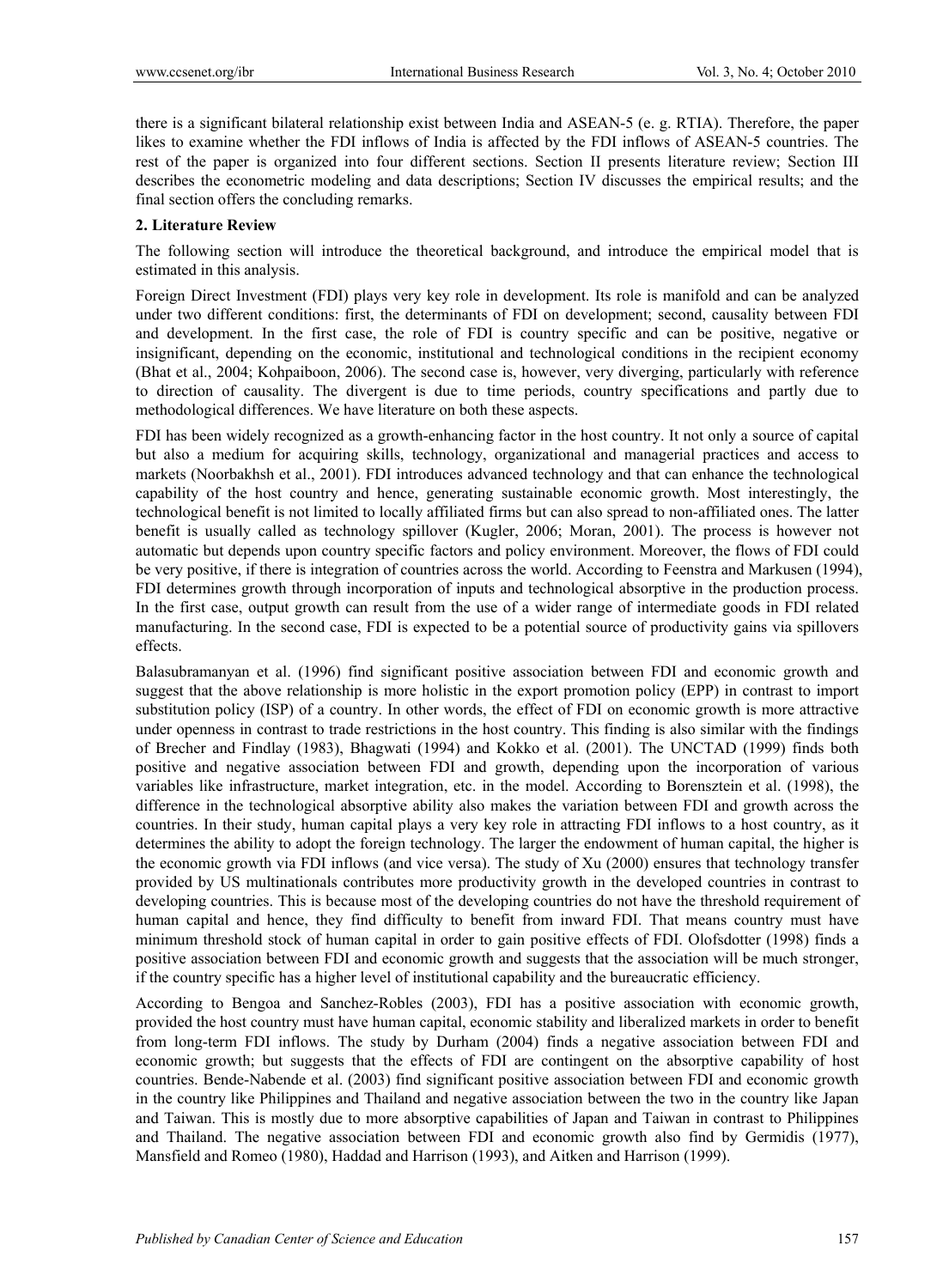there is a significant bilateral relationship exist between India and ASEAN-5 (e. g. RTIA). Therefore, the paper likes to examine whether the FDI inflows of India is affected by the FDI inflows of ASEAN-5 countries. The rest of the paper is organized into four different sections. Section II presents literature review; Section III describes the econometric modeling and data descriptions; Section IV discusses the empirical results; and the final section offers the concluding remarks.

## 2. Literature Review

The following section will introduce the theoretical background, and introduce the empirical model that is estimated in this analysis.

Foreign Direct Investment (FDI) plays very key role in development. Its role is manifold and can be analyzed under two different conditions: first, the determinants of FDI on development; second, causality between FDI and development. In the first case, the role of FDI is country specific and can be positive, negative or insignificant, depending on the economic, institutional and technological conditions in the recipient economy (Bhat et al., 2004; Kohpaiboon, 2006). The second case is, however, very diverging, particularly with reference to direction of causality. The divergent is due to time periods, country specifications and partly due to methodological differences. We have literature on both these aspects.

FDI has been widely recognized as a growth-enhancing factor in the host country. It not only a source of capital but also a medium for acquiring skills, technology, organizational and managerial practices and access to markets (Noorbakhsh et al., 2001). FDI introduces advanced technology and that can enhance the technological capability of the host country and hence, generating sustainable economic growth. Most interestingly, the technological benefit is not limited to locally affiliated firms but can also spread to non-affiliated ones. The latter benefit is usually called as technology spillover (Kugler, 2006; Moran, 2001). The process is however not automatic but depends upon country specific factors and policy environment. Moreover, the flows of FDI could be very positive, if there is integration of countries across the world. According to Feenstra and Markusen (1994), FDI determines growth through incorporation of inputs and technological absorptive in the production process. In the first case, output growth can result from the use of a wider range of intermediate goods in FDI related manufacturing. In the second case, FDI is expected to be a potential source of productivity gains via spillovers effects.

Balasubramanyan et al. (1996) find significant positive association between FDI and economic growth and suggest that the above relationship is more holistic in the export promotion policy (EPP) in contrast to import substitution policy (ISP) of a country. In other words, the effect of FDI on economic growth is more attractive under openness in contrast to trade restrictions in the host country. This finding is also similar with the findings of Brecher and Findlay (1983), Bhagwati (1994) and Kokko et al. (2001). The UNCTAD (1999) finds both positive and negative association between FDI and growth, depending upon the incorporation of various variables like infrastructure, market integration, etc. in the model. According to Borensztein et al. (1998), the difference in the technological absorptive ability also makes the variation between FDI and growth across the countries. In their study, human capital plays a very key role in attracting FDI inflows to a host country, as it determines the ability to adopt the foreign technology. The larger the endowment of human capital, the higher is the economic growth via FDI inflows (and vice versa). The study of Xu (2000) ensures that technology transfer provided by US multinationals contributes more productivity growth in the developed countries in contrast to developing countries. This is because most of the developing countries do not have the threshold requirement of human capital and hence, they find difficulty to benefit from inward FDI. That means country must have minimum threshold stock of human capital in order to gain positive effects of FDI. Olofsdotter (1998) finds a positive association between FDI and economic growth and suggests that the association will be much stronger, if the country specific has a higher level of institutional capability and the bureaucratic efficiency.

According to Bengoa and Sanchez-Robles (2003), FDI has a positive association with economic growth, provided the host country must have human capital, economic stability and liberalized markets in order to benefit from long-term FDI inflows. The study by Durham (2004) finds a negative association between FDI and economic growth; but suggests that the effects of FDI are contingent on the absorptive capability of host countries. Bende-Nabende et al. (2003) find significant positive association between FDI and economic growth in the country like Philippines and Thailand and negative association between the two in the country like Japan and Taiwan. This is mostly due to more absorptive capabilities of Japan and Taiwan in contrast to Philippines and Thailand. The negative association between FDI and economic growth also find by Germidis (1977), Mansfield and Romeo (1980), Haddad and Harrison (1993), and Aitken and Harrison (1999).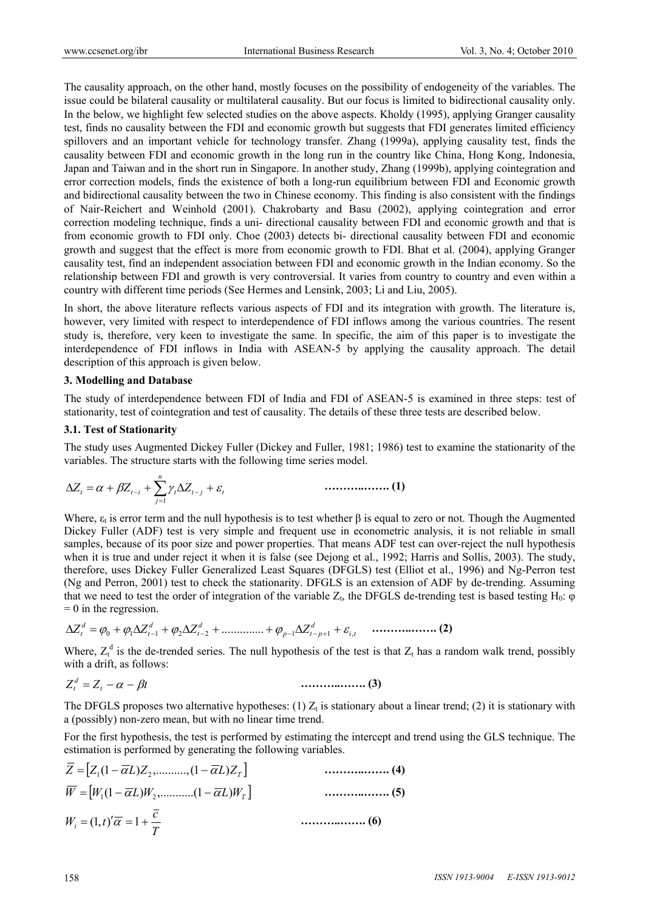The causality approach, on the other hand, mostly focuses on the possibility of endogeneity of the variables. The issue could be bilateral causality or multilateral causality. But our focus is limited to bidirectional causality only. In the below, we highlight few selected studies on the above aspects. Kholdy (1995), applying Granger causality test, finds no causality between the FDI and economic growth but suggests that FDI generates limited efficiency spillovers and an important vehicle for technology transfer. Zhang (1999a), applying causality test, finds the causality between FDI and economic growth in the long run in the country like China, Hong Kong, Indonesia, Japan and Taiwan and in the short run in Singapore. In another study, Zhang (1999b), applying cointegration and error correction models, finds the existence of both a long-run equilibrium between FDI and Economic growth and bidirectional causality between the two in Chinese economy. This finding is also consistent with the findings of Nair-Reichert and Weinhold (2001). Chakrobarty and Basu (2002), applying cointegration and error correction modeling technique, finds a uni- directional causality between FDI and economic growth and that is from economic growth to FDI only. Choe (2003) detects bi- directional causality between FDI and economic growth and suggest that the effect is more from economic growth to FDI. Bhat et al. (2004), applying Granger causality test, find an independent association between FDI and economic growth in the Indian economy. So the relationship between FDI and growth is very controversial. It varies from country to country and even within a country with different time periods (See Hermes and Lensink, 2003; Li and Liu, 2005).

In short, the above literature reflects various aspects of FDI and its integration with growth. The literature is, however, very limited with respect to interdependence of FDI inflows among the various countries. The resent study is, therefore, very keen to investigate the same. In specific, the aim of this paper is to investigate the interdependence of FDI inflows in India with ASEAN-5 by applying the causality approach. The detail description of this approach is given below.

## 3. Modelling and Database

The study of interdependence between FDI of India and FDI of ASEAN-5 is examined in three steps: test of stationarity, test of cointegration and test of causality. The details of these three tests are described below.

### 3.1. Test of Stationarity

The study uses Augmented Dickey Fuller (Dickey and Fuller, 1981; 1986) test to examine the stationarity of the variables. The structure starts with the following time series model.

$$\Delta Z_t = \alpha + \beta Z_{t-i} + \sum_{j=1}^{n} \gamma_t \Delta Z_{t-j} + \varepsilon_t \qquad \text{………..……. (1)}$$

Where, $\varepsilon_t$ is error term and the null hypothesis is to test whether β is equal to zero or not. Though the Augmented Dickey Fuller (ADF) test is very simple and frequent use in econometric analysis, it is not reliable in small samples, because of its poor size and power properties. That means ADF test can over-reject the null hypothesis when it is true and under reject it when it is false (see Dejong et al., 1992; Harris and Sollis, 2003). The study, therefore, uses Dickey Fuller Generalized Least Squares (DFGLS) test (Elliot et al., 1996) and Ng-Perron test (Ng and Perron, 2001) test to check the stationarity. DFGLS is an extension of ADF by de-trending. Assuming that we need to test the order of integration of the variable $Z_t$, the DFGLS de-trending test is based testing $H_0$: $\varphi = 0$ in the regression.

$$\Delta Z_t^d = \varphi_0 + \varphi_1 \Delta Z_{t-1}^d + \varphi_2 \Delta Z_{t-2}^d + \text{.............} + \varphi_{p-1} \Delta Z_{t-p+1}^d + \varepsilon_{i,t} \qquad \text{………..……. (2)}$$

Where, $Z_t^d$ is the de-trended series. The null hypothesis of the test is that $Z_t$ has a random walk trend, possibly with a drift, as follows:

$$Z_t^d = Z_t - \alpha - \beta t \qquad \text{………..……. (3)}$$

The DFGLS proposes two alternative hypotheses: (1) $Z_t$ is stationary about a linear trend; (2) it is stationary with a (possibly) non-zero mean, but with no linear time trend.

For the first hypothesis, the test is performed by estimating the intercept and trend using the GLS technique. The estimation is performed by generating the following variables.

$$\overline{Z} = \left[ Z_1 (1 - \overline{\alpha} L) Z_2, \text{..........}, (1 - \overline{\alpha} L) Z_T \right] \qquad \text{………..……. (4)}$$

$$\overline{W} = \left[ W_1 (1 - \overline{\alpha} L) W_2, \text{...........} (1 - \overline{\alpha} L) W_T \right] \qquad \text{………..……. (5)}$$

$$W_t = (1, t)' \overline{\alpha} = 1 + \frac{\overline{c}}{T} \qquad \text{………..……. (6)}$$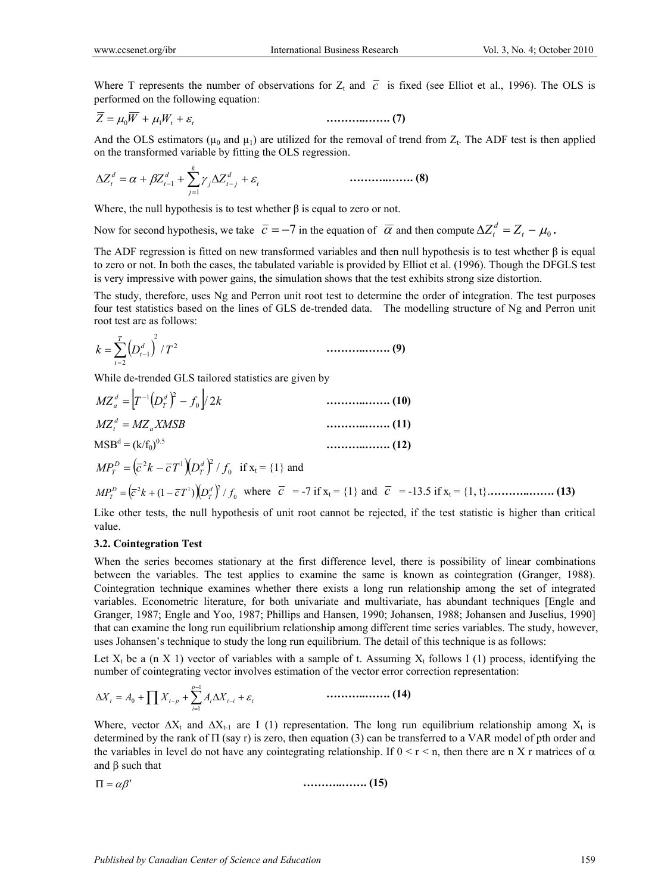Where T represents the number of observations for $Z_t$ and $\overline{c}$ is fixed (see Elliot et al., 1996). The OLS is performed on the following equation:

$$\overline{Z} = \mu_0 \overline{W} + \mu_1 W_t + \varepsilon_t \quad \text{………..……. (7)}$$

And the OLS estimators ($\mu_0$ and $\mu_1$) are utilized for the removal of trend from $Z_t$. The ADF test is then applied on the transformed variable by fitting the OLS regression.

$$\Delta Z_t^d = \alpha + \beta Z_{t-1}^d + \sum_{j=1}^{k} \gamma_j \Delta Z_{t-j}^d + \varepsilon_t \quad \text{………..……. (8)}$$

Where, the null hypothesis is to test whether β is equal to zero or not.

Now for second hypothesis, we take $\overline{c} = -7$ in the equation of $\overline{\alpha}$ and then compute $\Delta Z_t^d = Z_t - \mu_0$.

The ADF regression is fitted on new transformed variables and then null hypothesis is to test whether β is equal to zero or not. In both the cases, the tabulated variable is provided by Elliot et al. (1996). Though the DFGLS test is very impressive with power gains, the simulation shows that the test exhibits strong size distortion.

The study, therefore, uses Ng and Perron unit root test to determine the order of integration. The test purposes four test statistics based on the lines of GLS de-trended data. The modelling structure of Ng and Perron unit root test are as follows:

$$k = \sum_{t=2}^{T} \left(D_{t-1}^d\right)^2 / T^2 \quad \text{………..……. (9)}$$

While de-trended GLS tailored statistics are given by

$$MZ_a^d = \left[T^{-1}\left(D_T^d\right)^2 - f_0\right] / 2k \quad \text{………..……. (10)}$$

$$MZ_t^d = MZ_a XMSB \quad \text{………..……. (11)}$$

$$MSB^d = (k/f_0)^{0.5} \quad \text{………..……. (12)}$$

$$MP_T^D = \left(\overline{c}^2 k - \overline{c} T^1\right)\left(D_T^d\right)^2 / f_0 \quad \text{if } x_t = \{1\} \text{ and}$$

$$MP_T^D = \left(\overline{c}^2 k + (1 - \overline{c} T^1)\right)\left(D_T^d\right)^2 / f_0 \quad \text{where } \overline{c} = -7 \text{ if } x_t = \{1\} \text{ and } \overline{c} = -13.5 \text{ if } x_t = \{1, t\} \text{………..……. (13)}$$

Like other tests, the null hypothesis of unit root cannot be rejected, if the test statistic is higher than critical value.

### 3.2. Cointegration Test

When the series becomes stationary at the first difference level, there is possibility of linear combinations between the variables. The test applies to examine the same is known as cointegration (Granger, 1988). Cointegration technique examines whether there exists a long run relationship among the set of integrated variables. Econometric literature, for both univariate and multivariate, has abundant techniques [Engle and Granger, 1987; Engle and Yoo, 1987; Phillips and Hansen, 1990; Johansen, 1988; Johansen and Juselius, 1990] that can examine the long run equilibrium relationship among different time series variables. The study, however, uses Johansen's technique to study the long run equilibrium. The detail of this technique is as follows:

Let $X_t$ be a (n X 1) vector of variables with a sample of t. Assuming $X_t$ follows I (1) process, identifying the number of cointegrating vector involves estimation of the vector error correction representation:

$$\Delta X_t = A_0 + \prod X_{t-p} + \sum_{i=1}^{p-1} A_i \Delta X_{t-i} + \varepsilon_t \quad \text{………..……. (14)}$$

Where, vector $\Delta X_t$ and $\Delta X_{t-1}$ are I (1) representation. The long run equilibrium relationship among $X_t$ is determined by the rank of Π (say r) is zero, then equation (3) can be transferred to a VAR model of pth order and the variables in level do not have any cointegrating relationship. If $0 < r < n$, then there are n X r matrices of α and β such that

$$\Pi = \alpha \beta' \quad \text{………..……. (15)}$$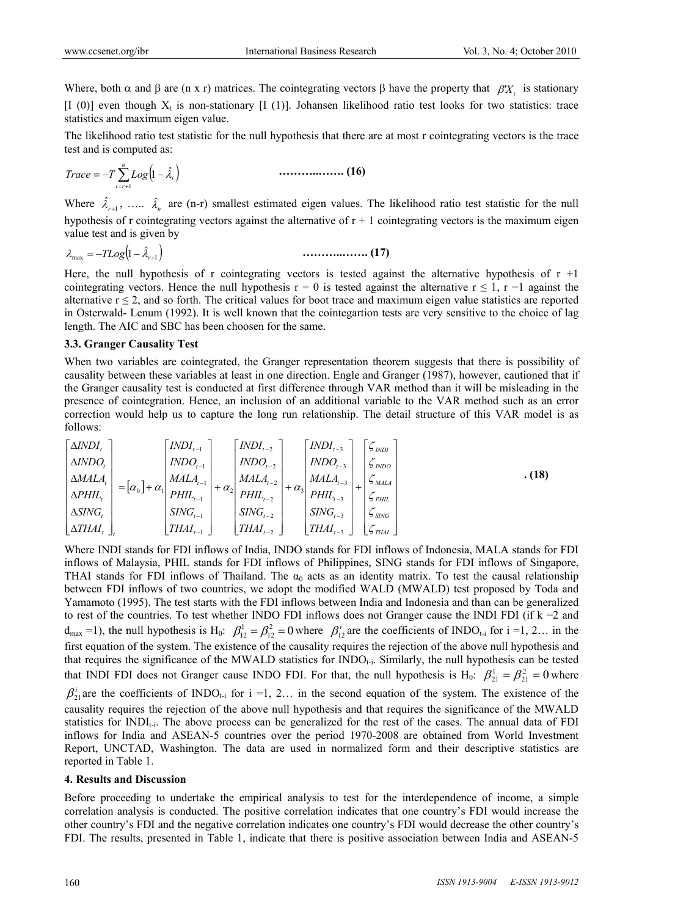Where, both $\alpha$ and $\beta$ are (n x r) matrices. The cointegrating vectors $\beta$ have the property that $\beta' X_t$ is stationary [I (0)] even though $X_t$ is non-stationary [I (1)]. Johansen likelihood ratio test looks for two statistics: trace statistics and maximum eigen value.

The likelihood ratio test statistic for the null hypothesis that there are at most r cointegrating vectors is the trace test and is computed as:

$$Trace = -T \sum_{i=r+1}^{n} Log\left(1-\hat{\lambda}_i\right) \qquad \textbf{……….……. (16)}$$

Where $\hat{\lambda}_{r+1}$, ….. $\hat{\lambda}_n$ are (n-r) smallest estimated eigen values. The likelihood ratio test statistic for the null hypothesis of r cointegrating vectors against the alternative of r + 1 cointegrating vectors is the maximum eigen value test and is given by

$$\lambda_{\max} = -TLog\left(1-\hat{\lambda}_{r+1}\right) \qquad \textbf{……….……. (17)}$$

Here, the null hypothesis of r cointegrating vectors is tested against the alternative hypothesis of r +1 cointegrating vectors. Hence the null hypothesis r = 0 is tested against the alternative r ≤ 1, r =1 against the alternative r ≤ 2, and so forth. The critical values for boot trace and maximum eigen value statistics are reported in Osterwald- Lenum (1992). It is well known that the cointegartion tests are very sensitive to the choice of lag length. The AIC and SBC has been choosen for the same.

### 3.3. Granger Causality Test

When two variables are cointegrated, the Granger representation theorem suggests that there is possibility of causality between these variables at least in one direction. Engle and Granger (1987), however, cautioned that if the Granger causality test is conducted at first difference through VAR method than it will be misleading in the presence of cointegration. Hence, an inclusion of an additional variable to the VAR method such as an error correction would help us to capture the long run relationship. The detail structure of this VAR model is as follows:

$$\begin{bmatrix} \Delta INDI_t \\ \Delta INDO_t \\ \Delta MALA_t \\ \Delta PHIL_t \\ \Delta SING_t \\ \Delta THAI_t \end{bmatrix}_t = [\alpha_0] + \alpha_1 \begin{bmatrix} INDI_{t-1} \\ INDO_{t-1} \\ MALA_{t-1} \\ PHIL_{t-1} \\ SING_{t-1} \\ THAI_{t-1} \end{bmatrix} + \alpha_2 \begin{bmatrix} INDI_{t-2} \\ INDO_{t-2} \\ MALA_{t-2} \\ PHIL_{t-2} \\ SING_{t-2} \\ THAI_{t-2} \end{bmatrix} + \alpha_3 \begin{bmatrix} INDI_{t-3} \\ INDO_{t-3} \\ MALA_{t-3} \\ PHIL_{t-3} \\ SING_{t-3} \\ THAI_{t-3} \end{bmatrix} + \begin{bmatrix} \zeta_{INDI} \\ \zeta_{INDO} \\ \zeta_{MALA} \\ \zeta_{PHIL} \\ \zeta_{SING} \\ \zeta_{THAI} \end{bmatrix} \qquad \textbf{. (18)}$$

Where INDI stands for FDI inflows of India, INDO stands for FDI inflows of Indonesia, MALA stands for FDI inflows of Malaysia, PHIL stands for FDI inflows of Philippines, SING stands for FDI inflows of Singapore, THAI stands for FDI inflows of Thailand. The $\alpha_0$ acts as an identity matrix. To test the causal relationship between FDI inflows of two countries, we adopt the modified WALD (MWALD) test proposed by Toda and Yamamoto (1995). The test starts with the FDI inflows between India and Indonesia and than can be generalized to rest of the countries. To test whether INDO FDI inflows does not Granger cause the INDI FDI (if k =2 and $d_{max}$ =1), the null hypothesis is H0: $\beta_{12}^1 = \beta_{12}^2 = 0$ where $\beta_{12}^i$ are the coefficients of $INDO_{t-i}$ for i =1, 2… in the first equation of the system. The existence of the causality requires the rejection of the above null hypothesis and that requires the significance of the MWALD statistics for $INDO_{t-i}$. Similarly, the null hypothesis can be tested that INDI FDI does not Granger cause INDO FDI. For that, the null hypothesis is H0: $\beta_{21}^1 = \beta_{21}^2 = 0$ where $\beta_{21}^i$ are the coefficients of $INDO_{t-i}$ for i =1, 2… in the second equation of the system. The existence of the causality requires the rejection of the above null hypothesis and that requires the significance of the MWALD statistics for $INDI_{t-i}$. The above process can be generalized for the rest of the cases. The annual data of FDI inflows for India and ASEAN-5 countries over the period 1970-2008 are obtained from World Investment Report, UNCTAD, Washington. The data are used in normalized form and their descriptive statistics are reported in Table 1.

## 4. Results and Discussion

Before proceeding to undertake the empirical analysis to test for the interdependence of income, a simple correlation analysis is conducted. The positive correlation indicates that one country's FDI would increase the other country's FDI and the negative correlation indicates one country's FDI would decrease the other country's FDI. The results, presented in Table 1, indicate that there is positive association between India and ASEAN-5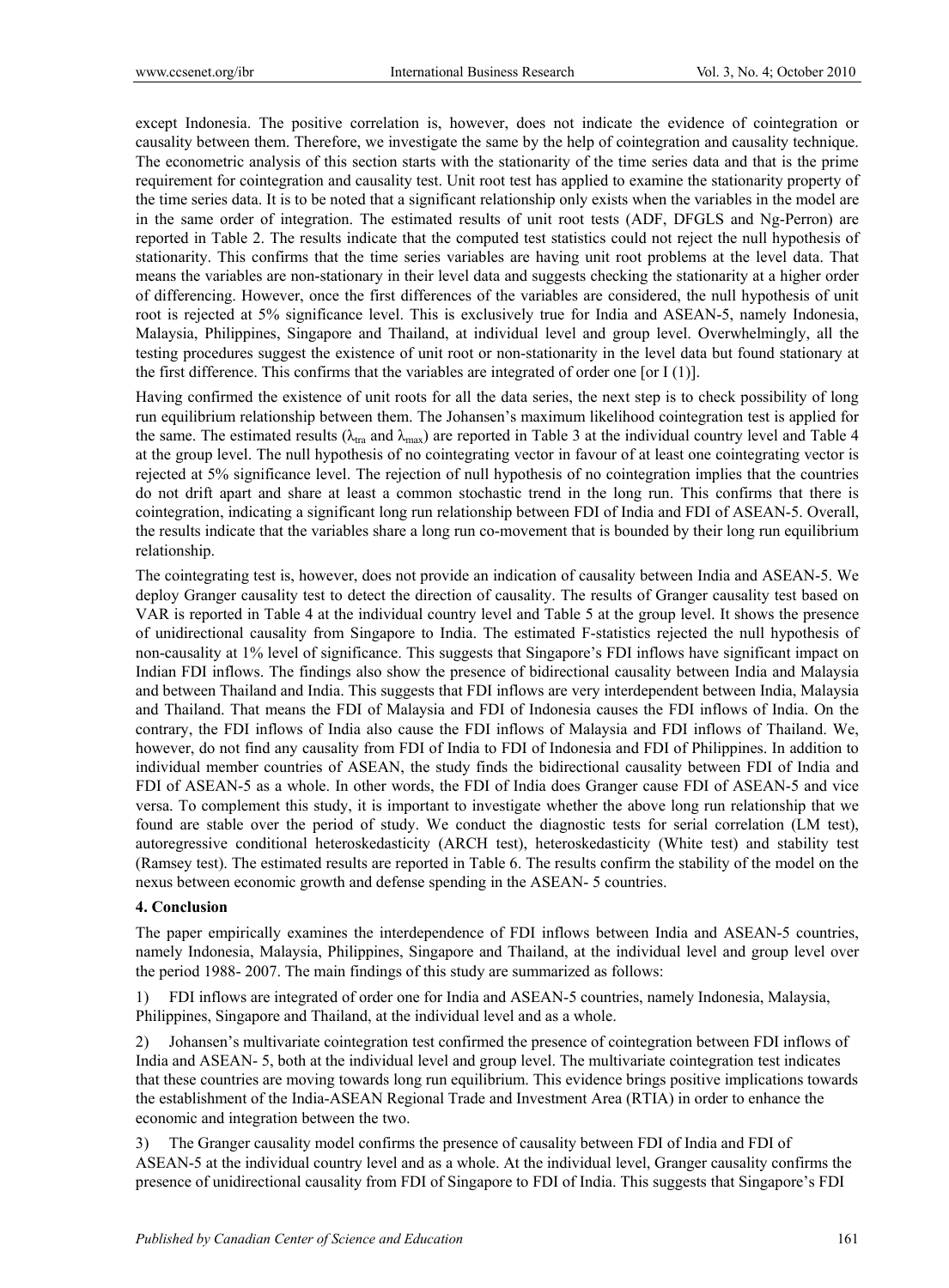except Indonesia. The positive correlation is, however, does not indicate the evidence of cointegration or causality between them. Therefore, we investigate the same by the help of cointegration and causality technique. The econometric analysis of this section starts with the stationarity of the time series data and that is the prime requirement for cointegration and causality test. Unit root test has applied to examine the stationarity property of the time series data. It is to be noted that a significant relationship only exists when the variables in the model are in the same order of integration. The estimated results of unit root tests (ADF, DFGLS and Ng-Perron) are reported in Table 2. The results indicate that the computed test statistics could not reject the null hypothesis of stationarity. This confirms that the time series variables are having unit root problems at the level data. That means the variables are non-stationary in their level data and suggests checking the stationarity at a higher order of differencing. However, once the first differences of the variables are considered, the null hypothesis of unit root is rejected at 5% significance level. This is exclusively true for India and ASEAN-5, namely Indonesia, Malaysia, Philippines, Singapore and Thailand, at individual level and group level. Overwhelmingly, all the testing procedures suggest the existence of unit root or non-stationarity in the level data but found stationary at the first difference. This confirms that the variables are integrated of order one [or I (1)].

Having confirmed the existence of unit roots for all the data series, the next step is to check possibility of long run equilibrium relationship between them. The Johansen's maximum likelihood cointegration test is applied for the same. The estimated results ($\lambda_{tra}$ and $\lambda_{max}$) are reported in Table 3 at the individual country level and Table 4 at the group level. The null hypothesis of no cointegrating vector in favour of at least one cointegrating vector is rejected at 5% significance level. The rejection of null hypothesis of no cointegration implies that the countries do not drift apart and share at least a common stochastic trend in the long run. This confirms that there is cointegration, indicating a significant long run relationship between FDI of India and FDI of ASEAN-5. Overall, the results indicate that the variables share a long run co-movement that is bounded by their long run equilibrium relationship.

The cointegrating test is, however, does not provide an indication of causality between India and ASEAN-5. We deploy Granger causality test to detect the direction of causality. The results of Granger causality test based on VAR is reported in Table 4 at the individual country level and Table 5 at the group level. It shows the presence of unidirectional causality from Singapore to India. The estimated F-statistics rejected the null hypothesis of non-causality at 1% level of significance. This suggests that Singapore's FDI inflows have significant impact on Indian FDI inflows. The findings also show the presence of bidirectional causality between India and Malaysia and between Thailand and India. This suggests that FDI inflows are very interdependent between India, Malaysia and Thailand. That means the FDI of Malaysia and FDI of Indonesia causes the FDI inflows of India. On the contrary, the FDI inflows of India also cause the FDI inflows of Malaysia and FDI inflows of Thailand. We, however, do not find any causality from FDI of India to FDI of Indonesia and FDI of Philippines. In addition to individual member countries of ASEAN, the study finds the bidirectional causality between FDI of India and FDI of ASEAN-5 as a whole. In other words, the FDI of India does Granger cause FDI of ASEAN-5 and vice versa. To complement this study, it is important to investigate whether the above long run relationship that we found are stable over the period of study. We conduct the diagnostic tests for serial correlation (LM test), autoregressive conditional heteroskedasticity (ARCH test), heteroskedasticity (White test) and stability test (Ramsey test). The estimated results are reported in Table 6. The results confirm the stability of the model on the nexus between economic growth and defense spending in the ASEAN- 5 countries.

## 4. Conclusion

The paper empirically examines the interdependence of FDI inflows between India and ASEAN-5 countries, namely Indonesia, Malaysia, Philippines, Singapore and Thailand, at the individual level and group level over the period 1988- 2007. The main findings of this study are summarized as follows:

1) FDI inflows are integrated of order one for India and ASEAN-5 countries, namely Indonesia, Malaysia, Philippines, Singapore and Thailand, at the individual level and as a whole.

2) Johansen's multivariate cointegration test confirmed the presence of cointegration between FDI inflows of India and ASEAN- 5, both at the individual level and group level. The multivariate cointegration test indicates that these countries are moving towards long run equilibrium. This evidence brings positive implications towards the establishment of the India-ASEAN Regional Trade and Investment Area (RTIA) in order to enhance the economic and integration between the two.

3) The Granger causality model confirms the presence of causality between FDI of India and FDI of ASEAN-5 at the individual country level and as a whole. At the individual level, Granger causality confirms the presence of unidirectional causality from FDI of Singapore to FDI of India. This suggests that Singapore's FDI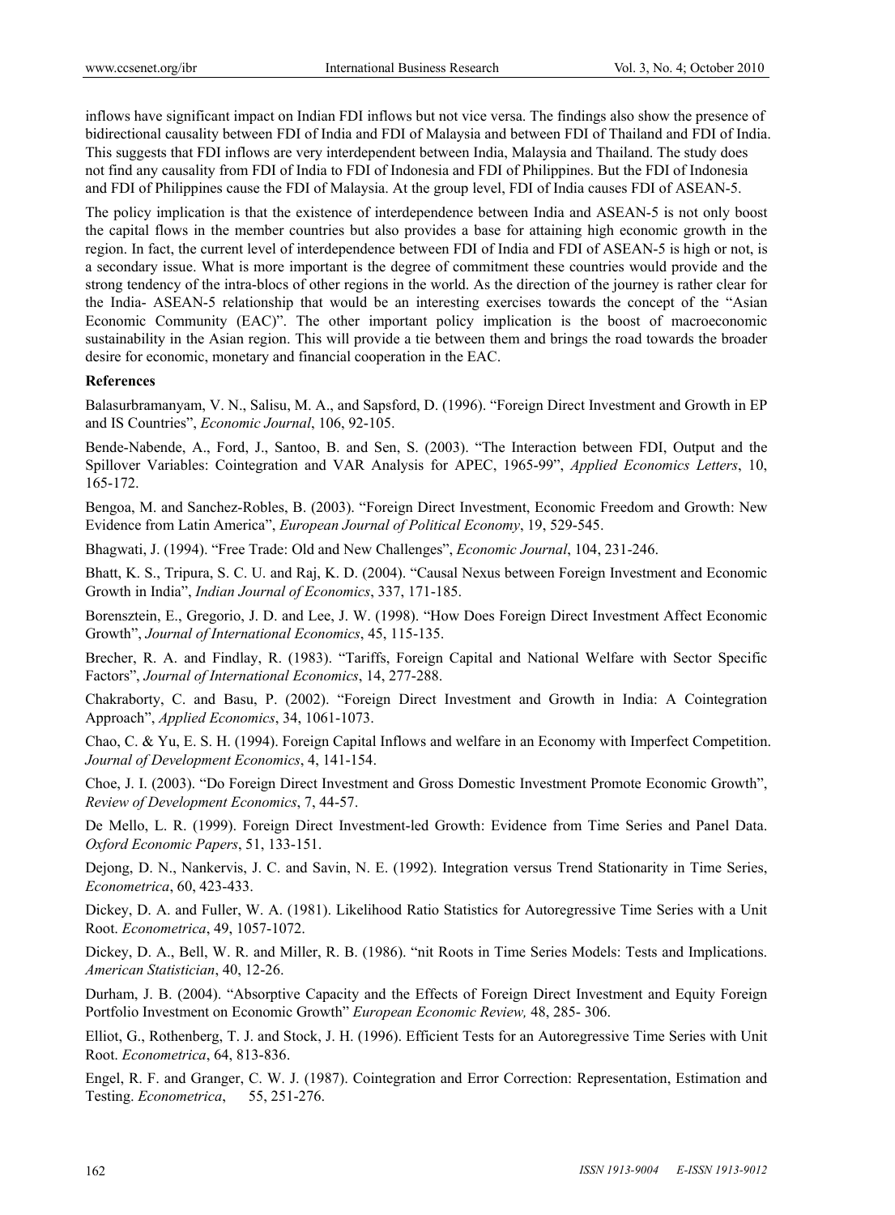inflows have significant impact on Indian FDI inflows but not vice versa. The findings also show the presence of bidirectional causality between FDI of India and FDI of Malaysia and between FDI of Thailand and FDI of India. This suggests that FDI inflows are very interdependent between India, Malaysia and Thailand. The study does not find any causality from FDI of India to FDI of Indonesia and FDI of Philippines. But the FDI of Indonesia and FDI of Philippines cause the FDI of Malaysia. At the group level, FDI of India causes FDI of ASEAN-5.

The policy implication is that the existence of interdependence between India and ASEAN-5 is not only boost the capital flows in the member countries but also provides a base for attaining high economic growth in the region. In fact, the current level of interdependence between FDI of India and FDI of ASEAN-5 is high or not, is a secondary issue. What is more important is the degree of commitment these countries would provide and the strong tendency of the intra-blocs of other regions in the world. As the direction of the journey is rather clear for the India- ASEAN-5 relationship that would be an interesting exercises towards the concept of the "Asian Economic Community (EAC)". The other important policy implication is the boost of macroeconomic sustainability in the Asian region. This will provide a tie between them and brings the road towards the broader desire for economic, monetary and financial cooperation in the EAC.

**References**

Balasurbramanyam, V. N., Salisu, M. A., and Sapsford, D. (1996). "Foreign Direct Investment and Growth in EP and IS Countries", *Economic Journal*, 106, 92-105.

Bende-Nabende, A., Ford, J., Santoo, B. and Sen, S. (2003). "The Interaction between FDI, Output and the Spillover Variables: Cointegration and VAR Analysis for APEC, 1965-99", *Applied Economics Letters*, 10, 165-172.

Bengoa, M. and Sanchez-Robles, B. (2003). "Foreign Direct Investment, Economic Freedom and Growth: New Evidence from Latin America", *European Journal of Political Economy*, 19, 529-545.

Bhagwati, J. (1994). "Free Trade: Old and New Challenges", *Economic Journal*, 104, 231-246.

Bhatt, K. S., Tripura, S. C. U. and Raj, K. D. (2004). "Causal Nexus between Foreign Investment and Economic Growth in India", *Indian Journal of Economics*, 337, 171-185.

Borensztein, E., Gregorio, J. D. and Lee, J. W. (1998). "How Does Foreign Direct Investment Affect Economic Growth", *Journal of International Economics*, 45, 115-135.

Brecher, R. A. and Findlay, R. (1983). "Tariffs, Foreign Capital and National Welfare with Sector Specific Factors", *Journal of International Economics*, 14, 277-288.

Chakraborty, C. and Basu, P. (2002). "Foreign Direct Investment and Growth in India: A Cointegration Approach", *Applied Economics*, 34, 1061-1073.

Chao, C. & Yu, E. S. H. (1994). Foreign Capital Inflows and welfare in an Economy with Imperfect Competition. *Journal of Development Economics*, 4, 141-154.

Choe, J. I. (2003). "Do Foreign Direct Investment and Gross Domestic Investment Promote Economic Growth", *Review of Development Economics*, 7, 44-57.

De Mello, L. R. (1999). Foreign Direct Investment-led Growth: Evidence from Time Series and Panel Data. *Oxford Economic Papers*, 51, 133-151.

Dejong, D. N., Nankervis, J. C. and Savin, N. E. (1992). Integration versus Trend Stationarity in Time Series, *Econometrica*, 60, 423-433.

Dickey, D. A. and Fuller, W. A. (1981). Likelihood Ratio Statistics for Autoregressive Time Series with a Unit Root. *Econometrica*, 49, 1057-1072.

Dickey, D. A., Bell, W. R. and Miller, R. B. (1986). "nit Roots in Time Series Models: Tests and Implications. *American Statistician*, 40, 12-26.

Durham, J. B. (2004). "Absorptive Capacity and the Effects of Foreign Direct Investment and Equity Foreign Portfolio Investment on Economic Growth" *European Economic Review,* 48, 285- 306.

Elliot, G., Rothenberg, T. J. and Stock, J. H. (1996). Efficient Tests for an Autoregressive Time Series with Unit Root. *Econometrica*, 64, 813-836.

Engel, R. F. and Granger, C. W. J. (1987). Cointegration and Error Correction: Representation, Estimation and Testing. *Econometrica*, 55, 251-276.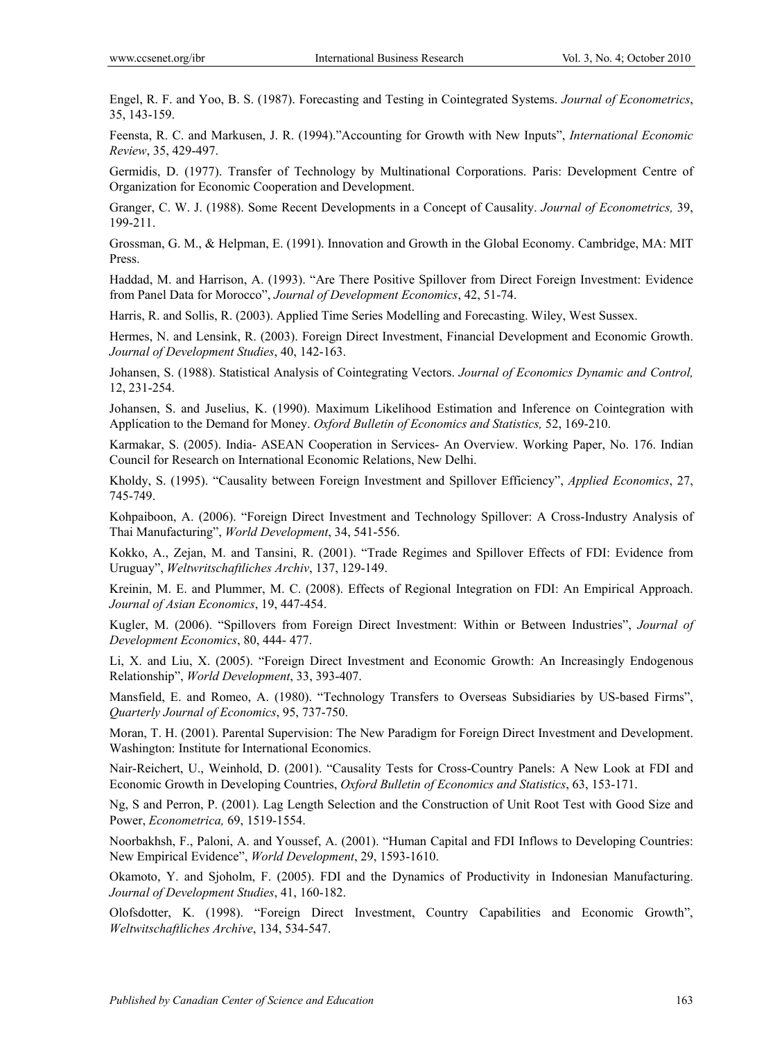Engel, R. F. and Yoo, B. S. (1987). Forecasting and Testing in Cointegrated Systems. *Journal of Econometrics*, 35, 143-159.

Feensta, R. C. and Markusen, J. R. (1994)."Accounting for Growth with New Inputs", *International Economic Review*, 35, 429-497.

Germidis, D. (1977). Transfer of Technology by Multinational Corporations. Paris: Development Centre of Organization for Economic Cooperation and Development.

Granger, C. W. J. (1988). Some Recent Developments in a Concept of Causality. *Journal of Econometrics,* 39, 199-211.

Grossman, G. M., & Helpman, E. (1991). Innovation and Growth in the Global Economy. Cambridge, MA: MIT Press.

Haddad, M. and Harrison, A. (1993). "Are There Positive Spillover from Direct Foreign Investment: Evidence from Panel Data for Morocco", *Journal of Development Economics*, 42, 51-74.

Harris, R. and Sollis, R. (2003). Applied Time Series Modelling and Forecasting. Wiley, West Sussex.

Hermes, N. and Lensink, R. (2003). Foreign Direct Investment, Financial Development and Economic Growth. *Journal of Development Studies*, 40, 142-163.

Johansen, S. (1988). Statistical Analysis of Cointegrating Vectors. *Journal of Economics Dynamic and Control,* 12, 231-254.

Johansen, S. and Juselius, K. (1990). Maximum Likelihood Estimation and Inference on Cointegration with Application to the Demand for Money. *Oxford Bulletin of Economics and Statistics,* 52, 169-210.

Karmakar, S. (2005). India- ASEAN Cooperation in Services- An Overview. Working Paper, No. 176. Indian Council for Research on International Economic Relations, New Delhi.

Kholdy, S. (1995). "Causality between Foreign Investment and Spillover Efficiency", *Applied Economics*, 27, 745-749.

Kohpaiboon, A. (2006). "Foreign Direct Investment and Technology Spillover: A Cross-Industry Analysis of Thai Manufacturing", *World Development*, 34, 541-556.

Kokko, A., Zejan, M. and Tansini, R. (2001). "Trade Regimes and Spillover Effects of FDI: Evidence from Uruguay", *Weltwritschaftliches Archiv*, 137, 129-149.

Kreinin, M. E. and Plummer, M. C. (2008). Effects of Regional Integration on FDI: An Empirical Approach. *Journal of Asian Economics*, 19, 447-454.

Kugler, M. (2006). "Spillovers from Foreign Direct Investment: Within or Between Industries", *Journal of Development Economics*, 80, 444- 477.

Li, X. and Liu, X. (2005). "Foreign Direct Investment and Economic Growth: An Increasingly Endogenous Relationship", *World Development*, 33, 393-407.

Mansfield, E. and Romeo, A. (1980). "Technology Transfers to Overseas Subsidiaries by US-based Firms", *Quarterly Journal of Economics*, 95, 737-750.

Moran, T. H. (2001). Parental Supervision: The New Paradigm for Foreign Direct Investment and Development. Washington: Institute for International Economics.

Nair-Reichert, U., Weinhold, D. (2001). "Causality Tests for Cross-Country Panels: A New Look at FDI and Economic Growth in Developing Countries, *Oxford Bulletin of Economics and Statistics*, 63, 153-171.

Ng, S and Perron, P. (2001). Lag Length Selection and the Construction of Unit Root Test with Good Size and Power, *Econometrica,* 69, 1519-1554.

Noorbakhsh, F., Paloni, A. and Youssef, A. (2001). "Human Capital and FDI Inflows to Developing Countries: New Empirical Evidence", *World Development*, 29, 1593-1610.

Okamoto, Y. and Sjoholm, F. (2005). FDI and the Dynamics of Productivity in Indonesian Manufacturing. *Journal of Development Studies*, 41, 160-182.

Olofsdotter, K. (1998). "Foreign Direct Investment, Country Capabilities and Economic Growth", *Weltwitschaftliches Archive*, 134, 534-547.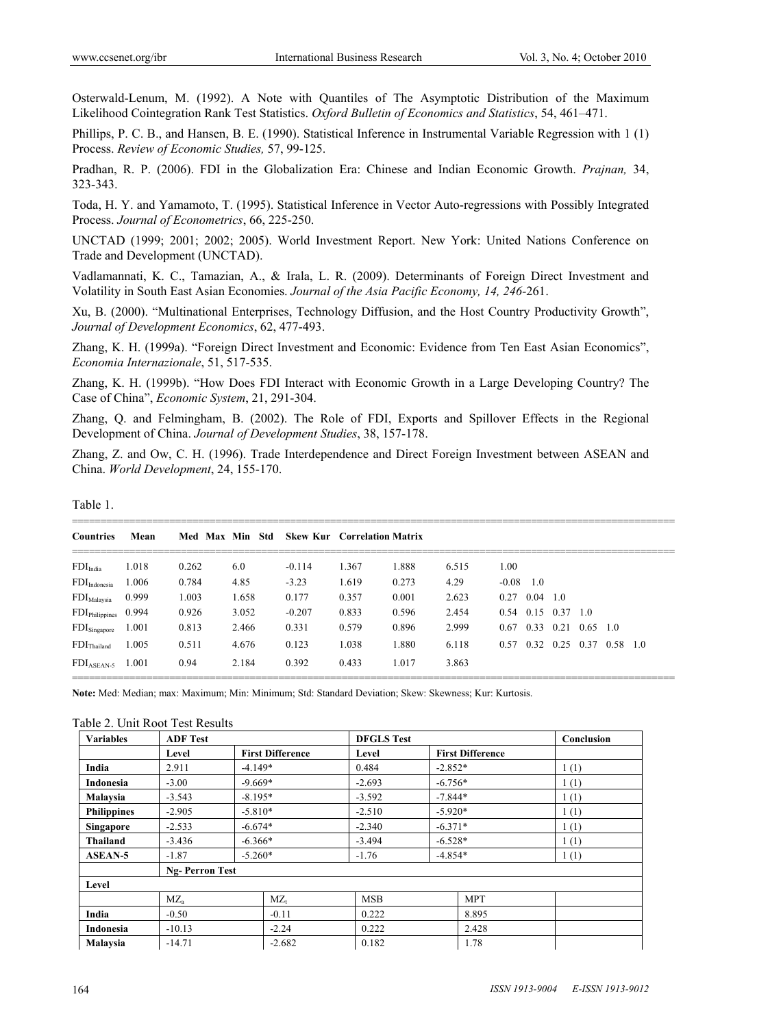Osterwald-Lenum, M. (1992). A Note with Quantiles of The Asymptotic Distribution of the Maximum Likelihood Cointegration Rank Test Statistics. *Oxford Bulletin of Economics and Statistics*, 54, 461–471.

Phillips, P. C. B., and Hansen, B. E. (1990). Statistical Inference in Instrumental Variable Regression with 1 (1) Process. *Review of Economic Studies,* 57, 99-125.

Pradhan, R. P. (2006). FDI in the Globalization Era: Chinese and Indian Economic Growth. *Prajnan,* 34, 323-343.

Toda, H. Y. and Yamamoto, T. (1995). Statistical Inference in Vector Auto-regressions with Possibly Integrated Process. *Journal of Econometrics*, 66, 225-250.

UNCTAD (1999; 2001; 2002; 2005). World Investment Report. New York: United Nations Conference on Trade and Development (UNCTAD).

Vadlamannati, K. C., Tamazian, A., & Irala, L. R. (2009). Determinants of Foreign Direct Investment and Volatility in South East Asian Economies. *Journal of the Asia Pacific Economy, 14, 246*-261.

Xu, B. (2000). "Multinational Enterprises, Technology Diffusion, and the Host Country Productivity Growth", *Journal of Development Economics*, 62, 477-493.

Zhang, K. H. (1999a). "Foreign Direct Investment and Economic: Evidence from Ten East Asian Economics", *Economia Internazionale*, 51, 517-535.

Zhang, K. H. (1999b). "How Does FDI Interact with Economic Growth in a Large Developing Country? The Case of China", *Economic System*, 21, 291-304.

Zhang, Q. and Felmingham, B. (2002). The Role of FDI, Exports and Spillover Effects in the Regional Development of China. *Journal of Development Studies*, 38, 157-178.

Zhang, Z. and Ow, C. H. (1996). Trade Interdependence and Direct Foreign Investment between ASEAN and China. *World Development*, 24, 155-170.

Table 1.

| Countries | Mean | Med | Max | Min | Std | Skew | Kur | Correlation Matrix | | | | | |
|---|---|---|---|---|---|---|---|---|---|---|---|---|---|
| $FDI_{India}$ | 1.018 | 0.262 | 6.0 | -0.114 | 1.367 | 1.888 | 6.515 | 1.00 | | | | | |
| $FDI_{Indonesia}$ | 1.006 | 0.784 | 4.85 | -3.23 | 1.619 | 0.273 | 4.29 | -0.08 | 1.0 | | | | |
| $FDI_{Malaysia}$ | 0.999 | 1.003 | 1.658 | 0.177 | 0.357 | 0.001 | 2.623 | 0.27 | 0.04 | 1.0 | | | |
| $FDI_{Philippines}$ | 0.994 | 0.926 | 3.052 | -0.207 | 0.833 | 0.596 | 2.454 | 0.54 | 0.15 | 0.37 | 1.0 | | |
| $FDI_{Singapore}$ | 1.001 | 0.813 | 2.466 | 0.331 | 0.579 | 0.896 | 2.999 | 0.67 | 0.33 | 0.21 | 0.65 | 1.0 | |
| $FDI_{Thailand}$ | 1.005 | 0.511 | 4.676 | 0.123 | 1.038 | 1.880 | 6.118 | 0.57 | 0.32 | 0.25 | 0.37 | 0.58 | 1.0 |
| $FDI_{ASEAN-5}$ | 1.001 | 0.94 | 2.184 | 0.392 | 0.433 | 1.017 | 3.863 | | | | | | |

**Note:** Med: Median; max: Maximum; Min: Minimum; Std: Standard Deviation; Skew: Skewness; Kur: Kurtosis.

Table 2. Unit Root Test Results

| Variables | ADF Test | | DFGLS Test | | Conclusion |
|---|---|---|---|---|---|
| | Level | First Difference | Level | First Difference | |
| **India** | 2.911 | -4.149* | 0.484 | -2.852* | 1 (1) |
| **Indonesia** | -3.00 | -9.669* | -2.693 | -6.756* | 1 (1) |
| **Malaysia** | -3.543 | -8.195* | -3.592 | -7.844* | 1 (1) |
| **Philippines** | -2.905 | -5.810* | -2.510 | -5.920* | 1 (1) |
| **Singapore** | -2.533 | -6.674* | -2.340 | -6.371* | 1 (1) |
| **Thailand** | -3.436 | -6.366* | -3.494 | -6.528* | 1 (1) |
| **ASEAN-5** | -1.87 | -5.260* | -1.76 | -4.854* | 1 (1) |
| | **Ng- Perron Test** | | | | |
| **Level** | | | | | |
| | $MZ_a$ | $MZ_t$ | MSB | MPT | |
| **India** | -0.50 | -0.11 | 0.222 | 8.895 | |
| **Indonesia** | -10.13 | -2.24 | 0.222 | 2.428 | |
| **Malaysia** | -14.71 | -2.682 | 0.182 | 1.78 | |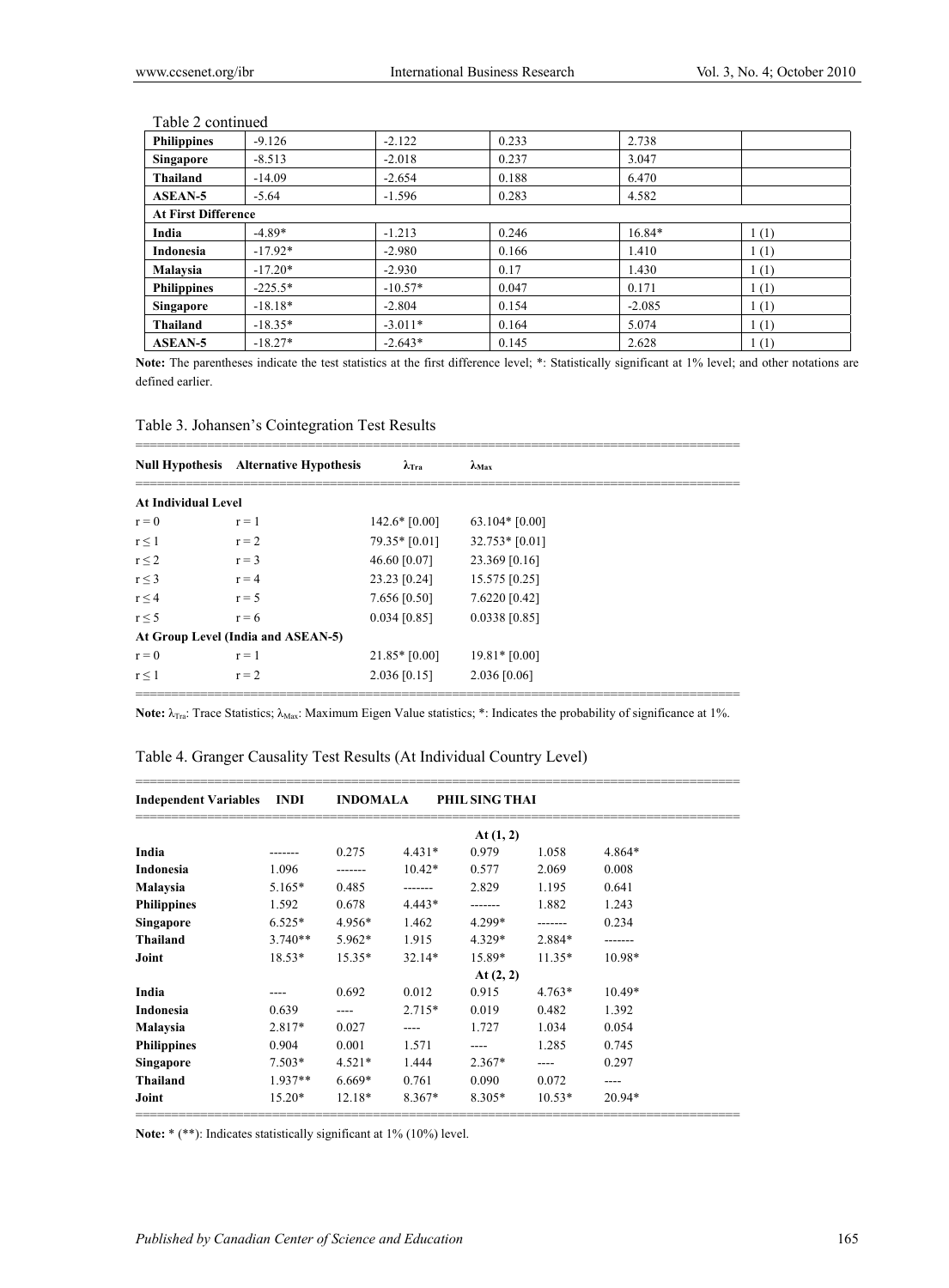Table 2 continued

| | | | | | |
|---|---|---|---|---|---|
| **Philippines** | -9.126 | -2.122 | 0.233 | 2.738 | |
| **Singapore** | -8.513 | -2.018 | 0.237 | 3.047 | |
| **Thailand** | -14.09 | -2.654 | 0.188 | 6.470 | |
| **ASEAN-5** | -5.64 | -1.596 | 0.283 | 4.582 | |
| **At First Difference** | | | | | |
| **India** | -4.89* | -1.213 | 0.246 | 16.84* | 1 (1) |
| **Indonesia** | -17.92* | -2.980 | 0.166 | 1.410 | 1 (1) |
| **Malaysia** | -17.20* | -2.930 | 0.17 | 1.430 | 1 (1) |
| **Philippines** | -225.5* | -10.57* | 0.047 | 0.171 | 1 (1) |
| **Singapore** | -18.18* | -2.804 | 0.154 | -2.085 | 1 (1) |
| **Thailand** | -18.35* | -3.011* | 0.164 | 5.074 | 1 (1) |
| **ASEAN-5** | -18.27* | -2.643* | 0.145 | 2.628 | 1 (1) |

**Note:** The parentheses indicate the test statistics at the first difference level; *: Statistically significant at 1% level; and other notations are defined earlier.

Table 3. Johansen's Cointegration Test Results

| Null Hypothesis | Alternative Hypothesis | $\lambda_{Tra}$ | $\lambda_{Max}$ |
|---|---|---|---|
| **At Individual Level** | | | |
| $r = 0$ | $r = 1$ | 142.6* [0.00] | 63.104* [0.00] |
| $r \leq 1$ | $r = 2$ | 79.35* [0.01] | 32.753* [0.01] |
| $r \leq 2$ | $r = 3$ | 46.60 [0.07] | 23.369 [0.16] |
| $r \leq 3$ | $r = 4$ | 23.23 [0.24] | 15.575 [0.25] |
| $r \leq 4$ | $r = 5$ | 7.656 [0.50] | 7.6220 [0.42] |
| $r \leq 5$ | $r = 6$ | 0.034 [0.85] | 0.0338 [0.85] |
| **At Group Level (India and ASEAN-5)** | | | |
| $r = 0$ | $r = 1$ | 21.85* [0.00] | 19.81* [0.00] |
| $r \leq 1$ | $r = 2$ | 2.036 [0.15] | 2.036 [0.06] |

**Note:** $\lambda_{Tra}$: Trace Statistics; $\lambda_{Max}$: Maximum Eigen Value statistics; *: Indicates the probability of significance at 1%.

Table 4. Granger Causality Test Results (At Individual Country Level)

| Independent Variables | INDI | INDO | MALA | PHIL | SING | THAI |
|---|---|---|---|---|---|---|
| | | | | At (1, 2) | | |
| **India** | ------- | 0.275 | 4.431* | 0.979 | 1.058 | 4.864* |
| **Indonesia** | 1.096 | ------- | 10.42* | 0.577 | 2.069 | 0.008 |
| **Malaysia** | 5.165* | 0.485 | ------- | 2.829 | 1.195 | 0.641 |
| **Philippines** | 1.592 | 0.678 | 4.443* | ------- | 1.882 | 1.243 |
| **Singapore** | 6.525* | 4.956* | 1.462 | 4.299* | ------- | 0.234 |
| **Thailand** | 3.740** | 5.962* | 1.915 | 4.329* | 2.884* | ------- |
| **Joint** | 18.53* | 15.35* | 32.14* | 15.89* | 11.35* | 10.98* |
| | | | | At (2, 2) | | |
| **India** | ---- | 0.692 | 0.012 | 0.915 | 4.763* | 10.49* |
| **Indonesia** | 0.639 | ---- | 2.715* | 0.019 | 0.482 | 1.392 |
| **Malaysia** | 2.817* | 0.027 | ---- | 1.727 | 1.034 | 0.054 |
| **Philippines** | 0.904 | 0.001 | 1.571 | ---- | 1.285 | 0.745 |
| **Singapore** | 7.503* | 4.521* | 1.444 | 2.367* | ---- | 0.297 |
| **Thailand** | 1.937** | 6.669* | 0.761 | 0.090 | 0.072 | ---- |
| **Joint** | 15.20* | 12.18* | 8.367* | 8.305* | 10.53* | 20.94* |

**Note:** * (**): Indicates statistically significant at 1% (10%) level.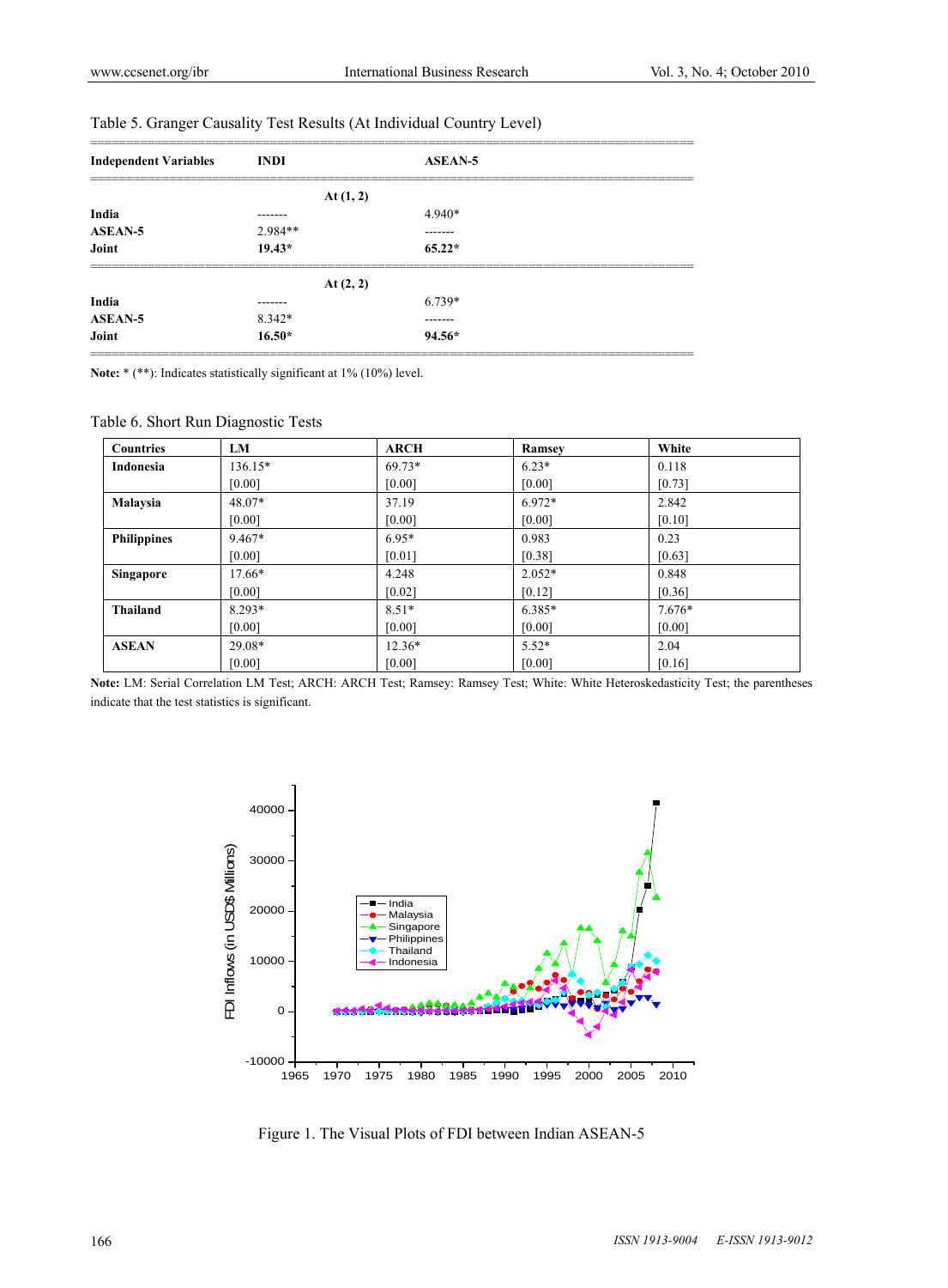Table 5. Granger Causality Test Results (At Individual Country Level)

| Independent Variables | INDI | ASEAN-5 |
|---|---|---|
| | At (1, 2) | |
| India | ------- | 4.940* |
| ASEAN-5 | 2.984** | ------- |
| **Joint** | **19.43*** | **65.22*** |
| | At (2, 2) | |
| India | ------- | 6.739* |
| ASEAN-5 | 8.342* | ------- |
| **Joint** | **16.50*** | **94.56*** |

**Note:** * (**): Indicates statistically significant at 1% (10%) level.

Table 6. Short Run Diagnostic Tests

| Countries | LM | ARCH | Ramsey | White |
|---|---|---|---|---|
| **Indonesia** | 136.15* [0.00] | 69.73* [0.00] | 6.23* [0.00] | 0.118 [0.73] |
| **Malaysia** | 48.07* [0.00] | 37.19 [0.00] | 6.972* [0.00] | 2.842 [0.10] |
| **Philippines** | 9.467* [0.00] | 6.95* [0.01] | 0.983 [0.38] | 0.23 [0.63] |
| **Singapore** | 17.66* [0.00] | 4.248 [0.02] | 2.052* [0.12] | 0.848 [0.36] |
| **Thailand** | 8.293* [0.00] | 8.51* [0.00] | 6.385* [0.00] | 7.676* [0.00] |
| **ASEAN** | 29.08* [0.00] | 12.36* [0.00] | 5.52* [0.00] | 2.04 [0.16] |

**Note:** LM: Serial Correlation LM Test; ARCH: ARCH Test; Ramsey: Ramsey Test; White: White Heteroskedasticity Test; the parentheses indicate that the test statistics is significant.

FDI Inflows (in USD$ Millions)
40000
30000
20000
10000
0
-10000
1965 1970 1975 1980 1985 1990 1995 2000 2005 2010
India
Malaysia
Singapore
Philippines
Thailand
Indonesia

Figure 1. The Visual Plots of FDI between Indian ASEAN-5